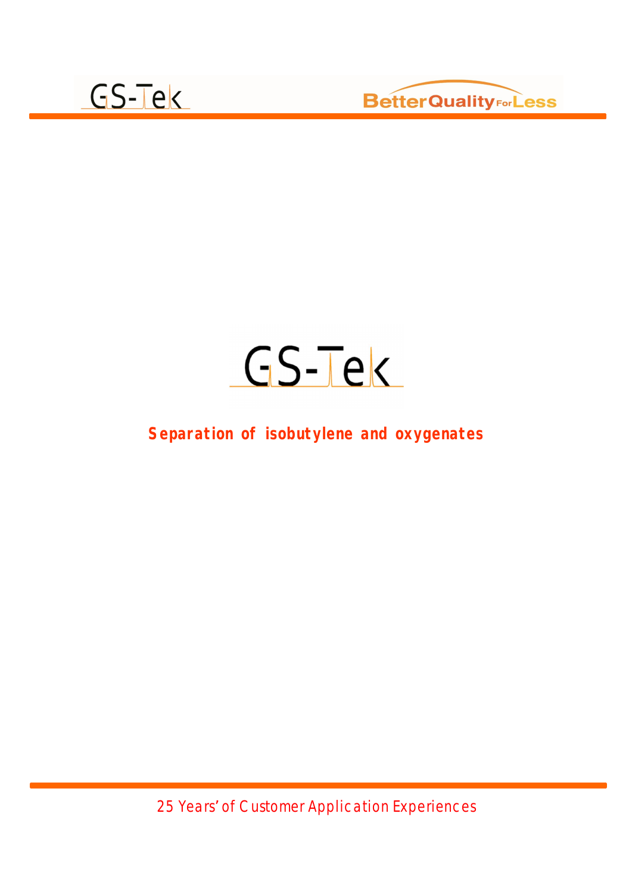# GS-Tek

## Separation of isobutylene and oxygenates

25 Years' of Customer Application Experiences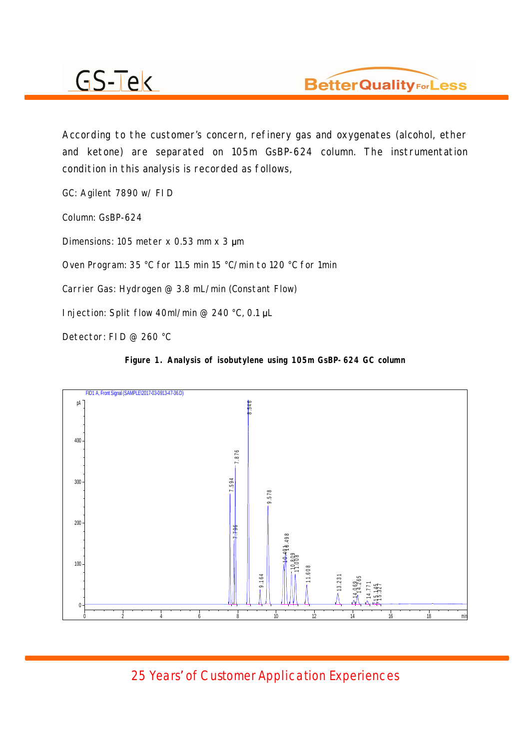According to the customer's concern, refinery gas and oxygenates (alcohol, ether and ketone) are separated on 105m GsBP-624 column. The instrumentation condition in this analysis is recorded as follows,

GC: Agilent 7890 w/ FID

Column: GsBP-624

Dimensions: 105 meter x 0.53 mm x 3 µm

Oven Program: 35 °C for 11.5 min 15 °C/min to 120 °C for 1min

Carrier Gas: Hydrogen @ 3.8 mL/min (Constant Flow)

Injection: Split flow 40ml/min @ 240 °C, 0.1 µL

Detector: FID @ 260 °C

**Figure 1. Analysis of isobutylene using 105m GsBP-624 GC column**

FID1 A, Front Signal (SAMPLE\2017-03-0913-47-36.D)

25 Years' of Customer Application Experiences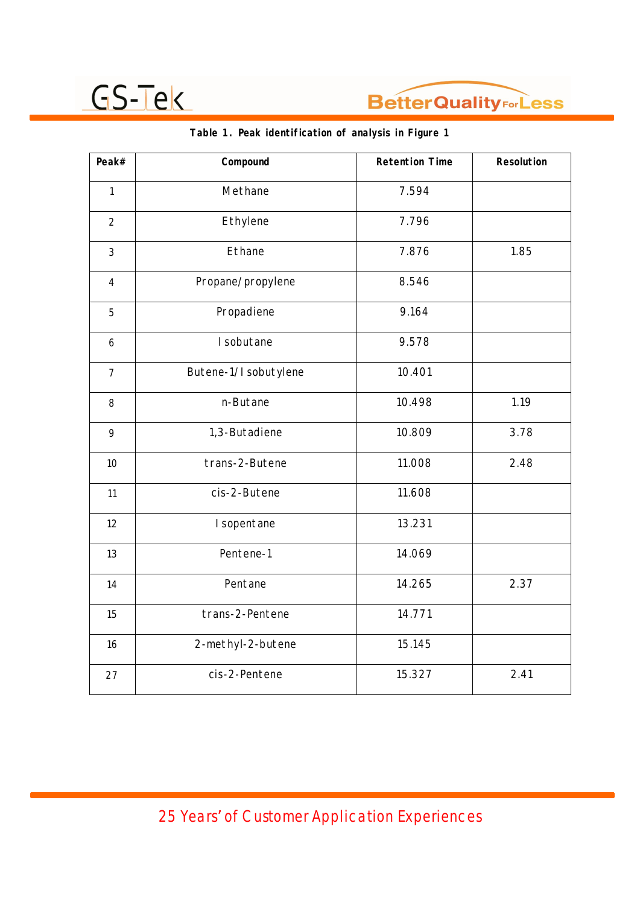**Table 1. Peak identification of analysis in Figure 1**

| Peak# | Compound | Retention Time | Resolution |
|---|---|---|---|
| 1 | Methane | 7.594 | |
| 2 | Ethylene | 7.796 | |
| 3 | Ethane | 7.876 | 1.85 |
| 4 | Propane/propylene | 8.546 | |
| 5 | Propadiene | 9.164 | |
| 6 | Isobutane | 9.578 | |
| 7 | Butene-1/Isobutylene | 10.401 | |
| 8 | n-Butane | 10.498 | 1.19 |
| 9 | 1,3-Butadiene | 10.809 | 3.78 |
| 10 | trans-2-Butene | 11.008 | 2.48 |
| 11 | cis-2-Butene | 11.608 | |
| 12 | Isopentane | 13.231 | |
| 13 | Pentene-1 | 14.069 | |
| 14 | Pentane | 14.265 | 2.37 |
| 15 | trans-2-Pentene | 14.771 | |
| 16 | 2-methyl-2-butene | 15.145 | |
| 27 | cis-2-Pentene | 15.327 | 2.41 |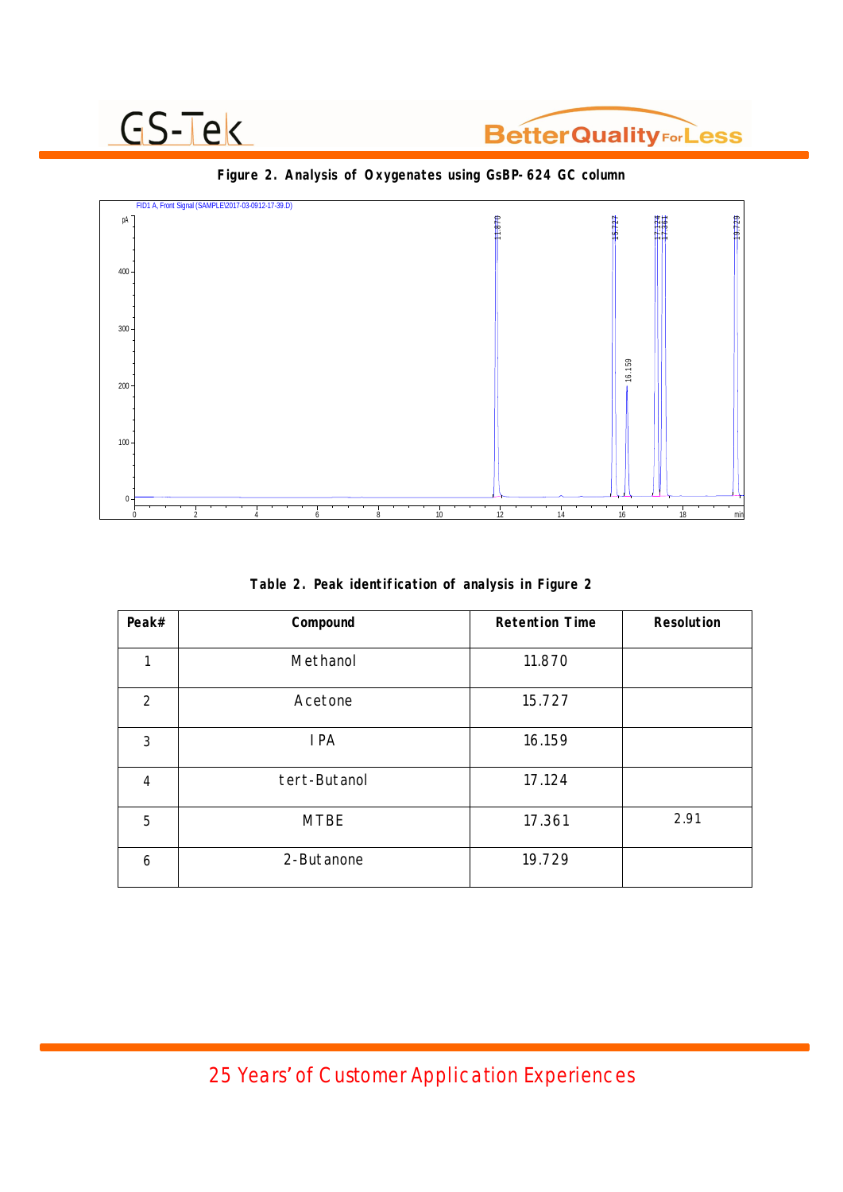**Figure 2. Analysis of Oxygenates using GsBP-624 GC column**

FID1 A, Front Signal (SAMPLE\2017-03-0912-17-39.D)

pA

400

300

200

100

0

0 2 4 6 8 10 12 14 16 18 min

11.870

15.727

16.159

17.124

17.361

19.729

**Table 2. Peak identification of analysis in Figure 2**

| Peak# | Compound | Retention Time | Resolution |
|---|---|---|---|
| 1 | Methanol | 11.870 | |
| 2 | Acetone | 15.727 | |
| 3 | IPA | 16.159 | |
| 4 | tert-Butanol | 17.124 | |
| 5 | MTBE | 17.361 | 2.91 |
| 6 | 2-Butanone | 19.729 | |

25 Years' of Customer Application Experiences